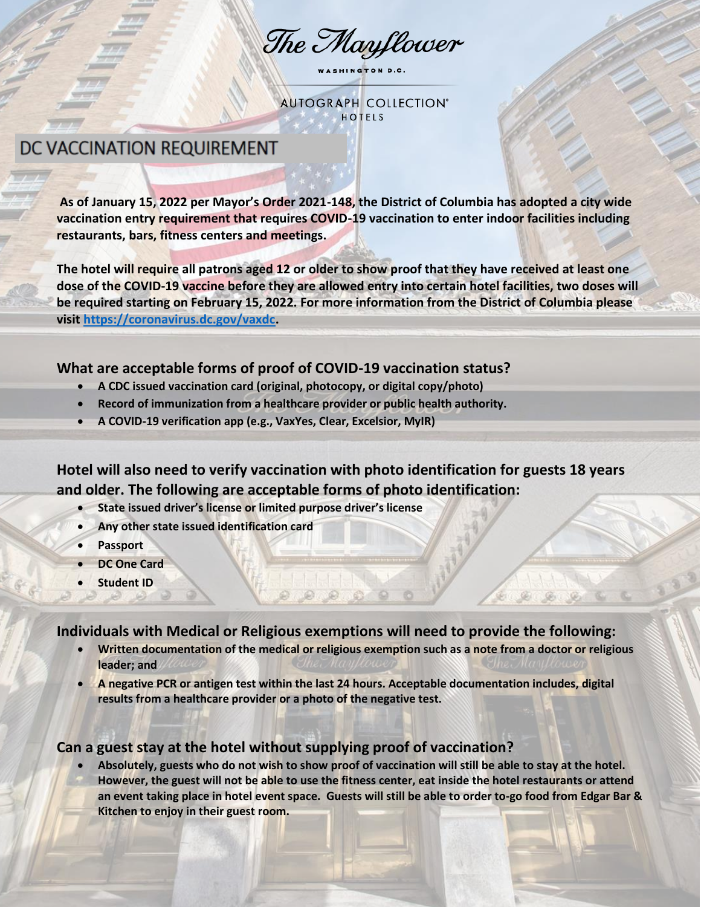# The Mayflower

WASHINGTON D.C.

AUTOGRAPH COLLECTION® HOTELS

## DC VACCINATION REQUIREMENT

**As of January 15, 2022 per Mayor's Order 2021-148, the District of Columbia has adopted a city wide vaccination entry requirement that requires COVID-19 vaccination to enter indoor facilities including restaurants, bars, fitness centers and meetings.**

**The hotel will require all patrons aged 12 or older to show proof that they have received at least one dose of the COVID-19 vaccine before they are allowed entry into certain hotel facilities, two doses will be required starting on February 15, 2022. For more information from the District of Columbia please visit https://coronavirus.dc.gov/vaxdc.**

### What are acceptable forms of proof of COVID-19 vaccination status?

- **A CDC issued vaccination card (original, photocopy, or digital copy/photo)**
- **Record of immunization from a healthcare provider or public health authority.**
- **A COVID-19 verification app (e.g., VaxYes, Clear, Excelsior, MyIR)**

### Hotel will also need to verify vaccination with photo identification for guests 18 years and older. The following are acceptable forms of photo identification:

- **State issued driver's license or limited purpose driver's license**
- **Any other state issued identification card**
- **Passport**
- **DC One Card**
- **Student ID**

### Individuals with Medical or Religious exemptions will need to provide the following:

- **Written documentation of the medical or religious exemption such as a note from a doctor or religious leader; and**
- **A negative PCR or antigen test within the last 24 hours. Acceptable documentation includes, digital results from a healthcare provider or a photo of the negative test.**

### Can a guest stay at the hotel without supplying proof of vaccination?

- **Absolutely, guests who do not wish to show proof of vaccination will still be able to stay at the hotel. However, the guest will not be able to use the fitness center, eat inside the hotel restaurants or attend an event taking place in hotel event space. Guests will still be able to order to-go food from Edgar Bar & Kitchen to enjoy in their guest room.**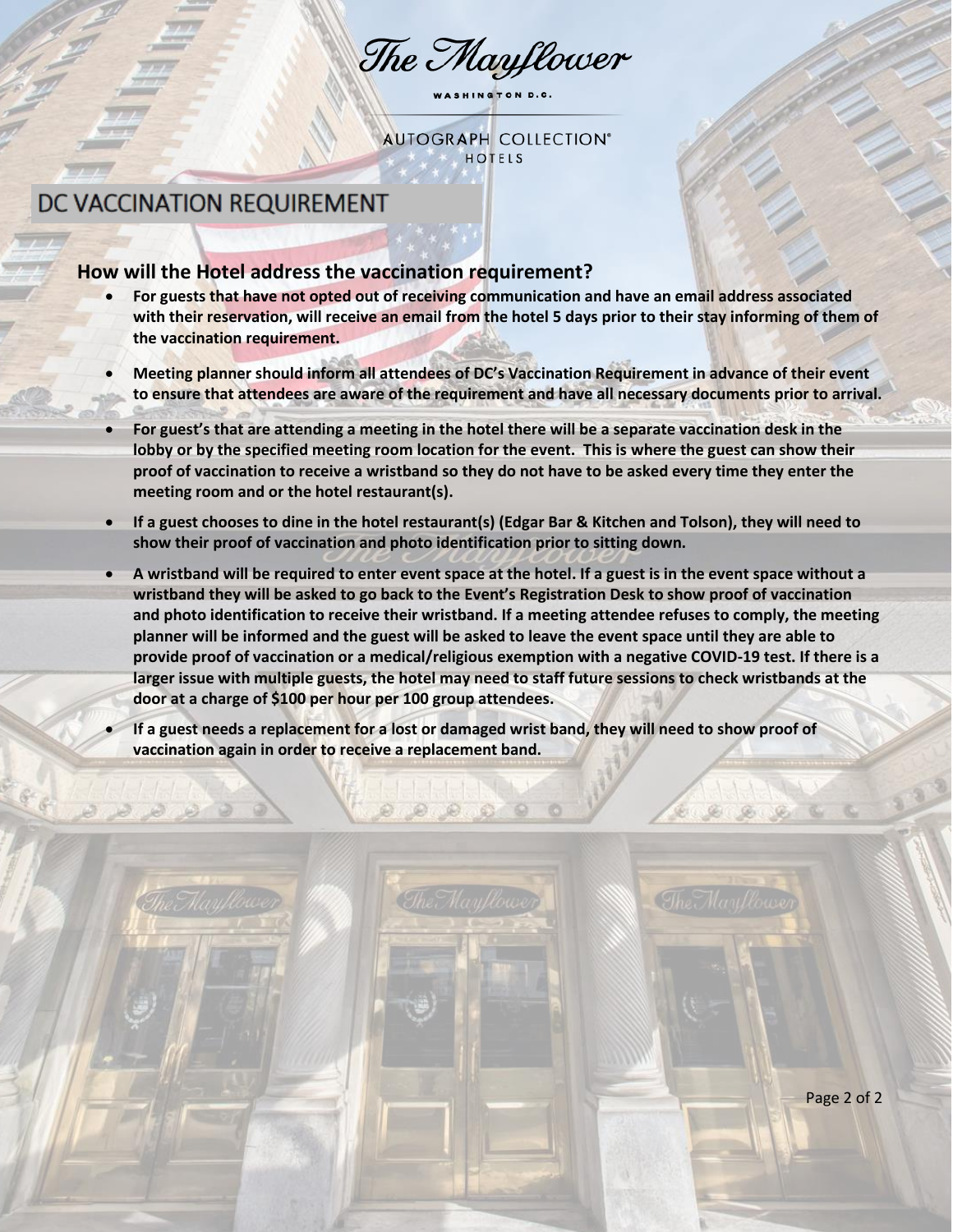The Mayflower

WASHINGTON D.C.

AUTOGRAPH COLLECTION® HOTELS

## DC VACCINATION REQUIREMENT

### How will the Hotel address the vaccination requirement?

- **For guests that have not opted out of receiving communication and have an email address associated with their reservation, will receive an email from the hotel 5 days prior to their stay informing of them of the vaccination requirement.**
- **Meeting planner should inform all attendees of DC's Vaccination Requirement in advance of their event to ensure that attendees are aware of the requirement and have all necessary documents prior to arrival.**
- **For guest's that are attending a meeting in the hotel there will be a separate vaccination desk in the lobby or by the specified meeting room location for the event. This is where the guest can show their proof of vaccination to receive a wristband so they do not have to be asked every time they enter the meeting room and or the hotel restaurant(s).**
- **If a guest chooses to dine in the hotel restaurant(s) (Edgar Bar & Kitchen and Tolson), they will need to show their proof of vaccination and photo identification prior to sitting down.**
- **A wristband will be required to enter event space at the hotel. If a guest is in the event space without a wristband they will be asked to go back to the Event's Registration Desk to show proof of vaccination and photo identification to receive their wristband. If a meeting attendee refuses to comply, the meeting planner will be informed and the guest will be asked to leave the event space until they are able to provide proof of vaccination or a medical/religious exemption with a negative COVID-19 test. If there is a larger issue with multiple guests, the hotel may need to staff future sessions to check wristbands at the door at a charge of $100 per hour per 100 group attendees.**
- **If a guest needs a replacement for a lost or damaged wrist band, they will need to show proof of vaccination again in order to receive a replacement band.**